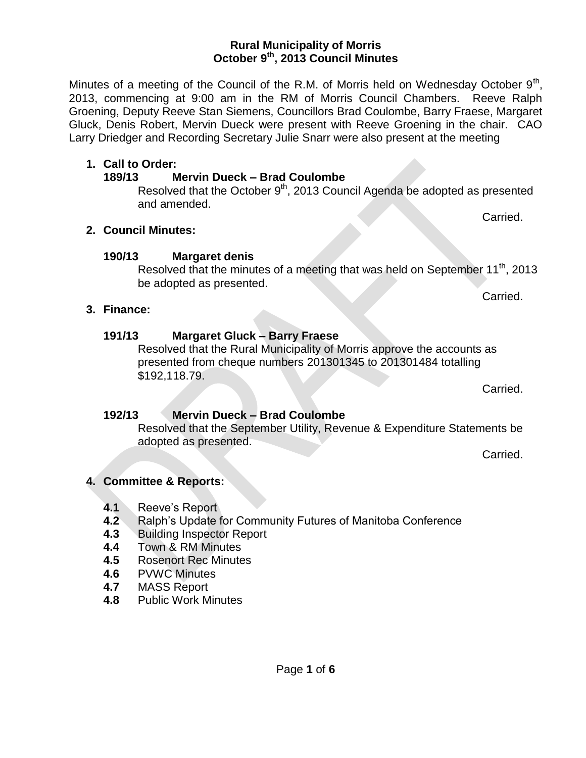**Rural Municipality of Morris**
**October 9th, 2013 Council Minutes**

Minutes of a meeting of the Council of the R.M. of Morris held on Wednesday October 9th, 2013, commencing at 9:00 am in the RM of Morris Council Chambers. Reeve Ralph Groening, Deputy Reeve Stan Siemens, Councillors Brad Coulombe, Barry Fraese, Margaret Gluck, Denis Robert, Mervin Dueck were present with Reeve Groening in the chair. CAO Larry Driedger and Recording Secretary Julie Snarr were also present at the meeting

1. **Call to Order:**

   **189/13 Mervin Dueck – Brad Coulombe**

   Resolved that the October 9th, 2013 Council Agenda be adopted as presented and amended.

   Carried.

2. **Council Minutes:**

   **190/13 Margaret denis**

   Resolved that the minutes of a meeting that was held on September 11th, 2013 be adopted as presented.

   Carried.

3. **Finance:**

   **191/13 Margaret Gluck – Barry Fraese**

   Resolved that the Rural Municipality of Morris approve the accounts as presented from cheque numbers 201301345 to 201301484 totalling $192,118.79.

   Carried.

   **192/13 Mervin Dueck – Brad Coulombe**

   Resolved that the September Utility, Revenue & Expenditure Statements be adopted as presented.

   Carried.

4. **Committee & Reports:**

   **4.1** Reeve's Report
   **4.2** Ralph's Update for Community Futures of Manitoba Conference
   **4.3** Building Inspector Report
   **4.4** Town & RM Minutes
   **4.5** Rosenort Rec Minutes
   **4.6** PVWC Minutes
   **4.7** MASS Report
   **4.8** Public Work Minutes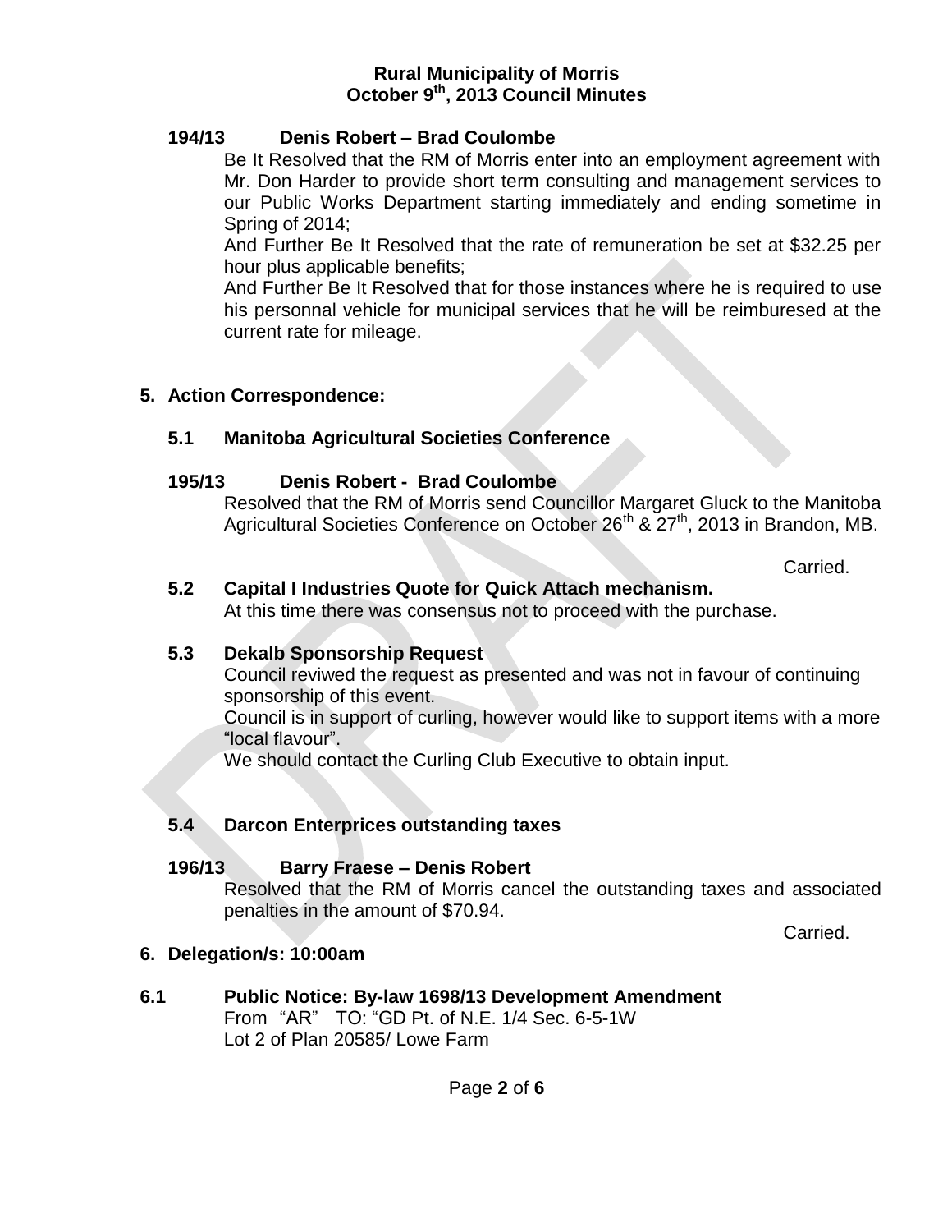**Rural Municipality of Morris**
**October 9th, 2013 Council Minutes**

**194/13 Denis Robert – Brad Coulombe**

Be It Resolved that the RM of Morris enter into an employment agreement with Mr. Don Harder to provide short term consulting and management services to our Public Works Department starting immediately and ending sometime in Spring of 2014;

And Further Be It Resolved that the rate of remuneration be set at $32.25 per hour plus applicable benefits;

And Further Be It Resolved that for those instances where he is required to use his personnal vehicle for municipal services that he will be reimburesed at the current rate for mileage.

## 5. Action Correspondence:

### 5.1 Manitoba Agricultural Societies Conference

**195/13 Denis Robert - Brad Coulombe**

Resolved that the RM of Morris send Councillor Margaret Gluck to the Manitoba Agricultural Societies Conference on October 26th & 27th, 2013 in Brandon, MB.

Carried.

### 5.2 Capital I Industries Quote for Quick Attach mechanism.

At this time there was consensus not to proceed with the purchase.

### 5.3 Dekalb Sponsorship Request

Council reviwed the request as presented and was not in favour of continuing sponsorship of this event.

Council is in support of curling, however would like to support items with a more "local flavour".

We should contact the Curling Club Executive to obtain input.

### 5.4 Darcon Enterprices outstanding taxes

**196/13 Barry Fraese – Denis Robert**

Resolved that the RM of Morris cancel the outstanding taxes and associated penalties in the amount of $70.94.

Carried.

## 6. Delegation/s: 10:00am

### 6.1 Public Notice: By-law 1698/13 Development Amendment

From "AR" TO: "GD Pt. of N.E. 1/4 Sec. 6-5-1W
Lot 2 of Plan 20585/ Lowe Farm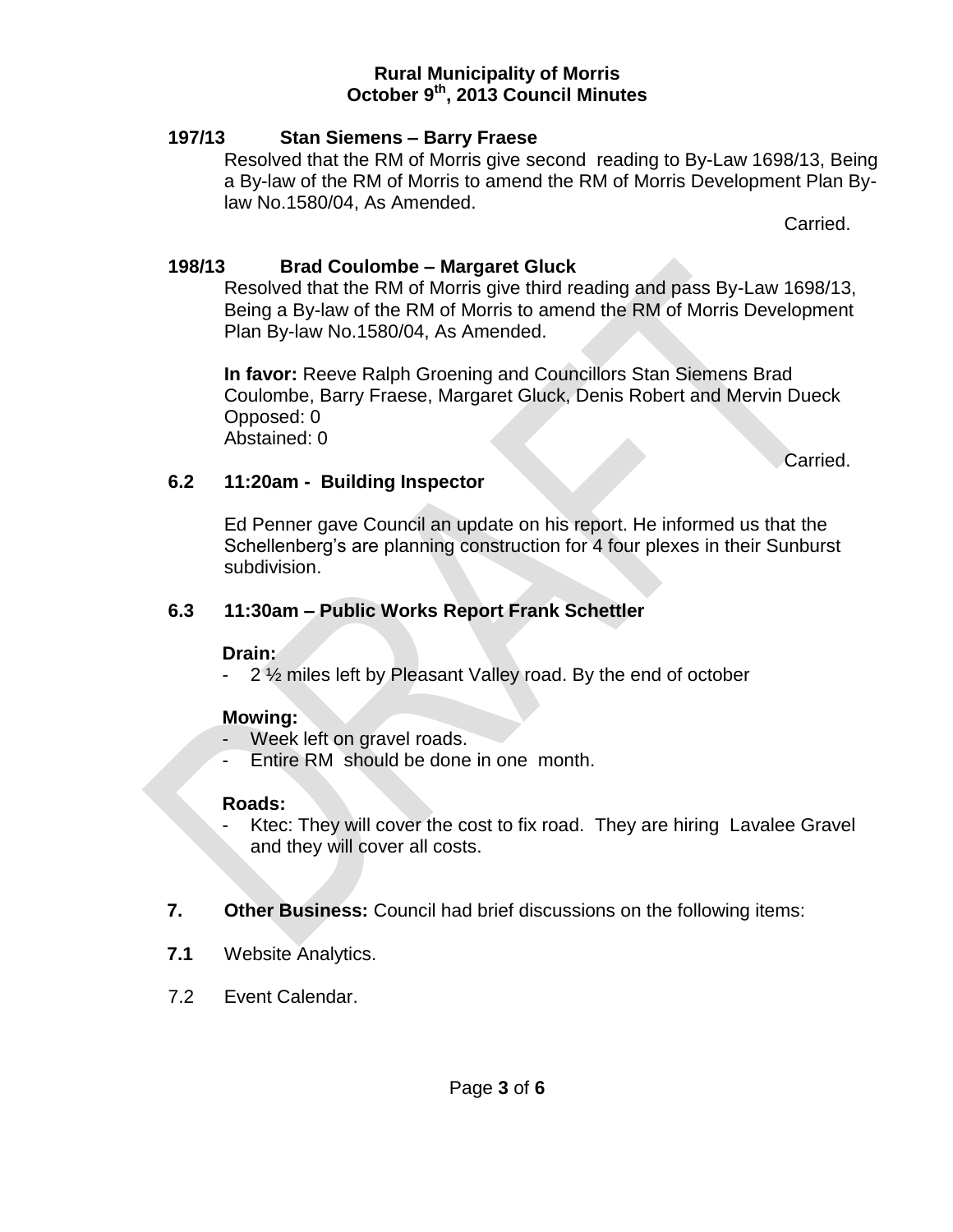**Rural Municipality of Morris**
**October 9th, 2013 Council Minutes**

**197/13 Stan Siemens – Barry Fraese**

Resolved that the RM of Morris give second reading to By-Law 1698/13, Being a By-law of the RM of Morris to amend the RM of Morris Development Plan By-law No.1580/04, As Amended.

Carried.

**198/13 Brad Coulombe – Margaret Gluck**

Resolved that the RM of Morris give third reading and pass By-Law 1698/13, Being a By-law of the RM of Morris to amend the RM of Morris Development Plan By-law No.1580/04, As Amended.

**In favor:** Reeve Ralph Groening and Councillors Stan Siemens Brad Coulombe, Barry Fraese, Margaret Gluck, Denis Robert and Mervin Dueck
Opposed: 0
Abstained: 0

Carried.

**6.2 11:20am - Building Inspector**

Ed Penner gave Council an update on his report. He informed us that the Schellenberg's are planning construction for 4 four plexes in their Sunburst subdivision.

**6.3 11:30am – Public Works Report Frank Schettler**

**Drain:**

- 2 ½ miles left by Pleasant Valley road. By the end of october

**Mowing:**

- Week left on gravel roads.
- Entire RM should be done in one month.

**Roads:**

- Ktec: They will cover the cost to fix road. They are hiring Lavalee Gravel and they will cover all costs.

**7. Other Business:** Council had brief discussions on the following items:

**7.1** Website Analytics.

7.2 Event Calendar.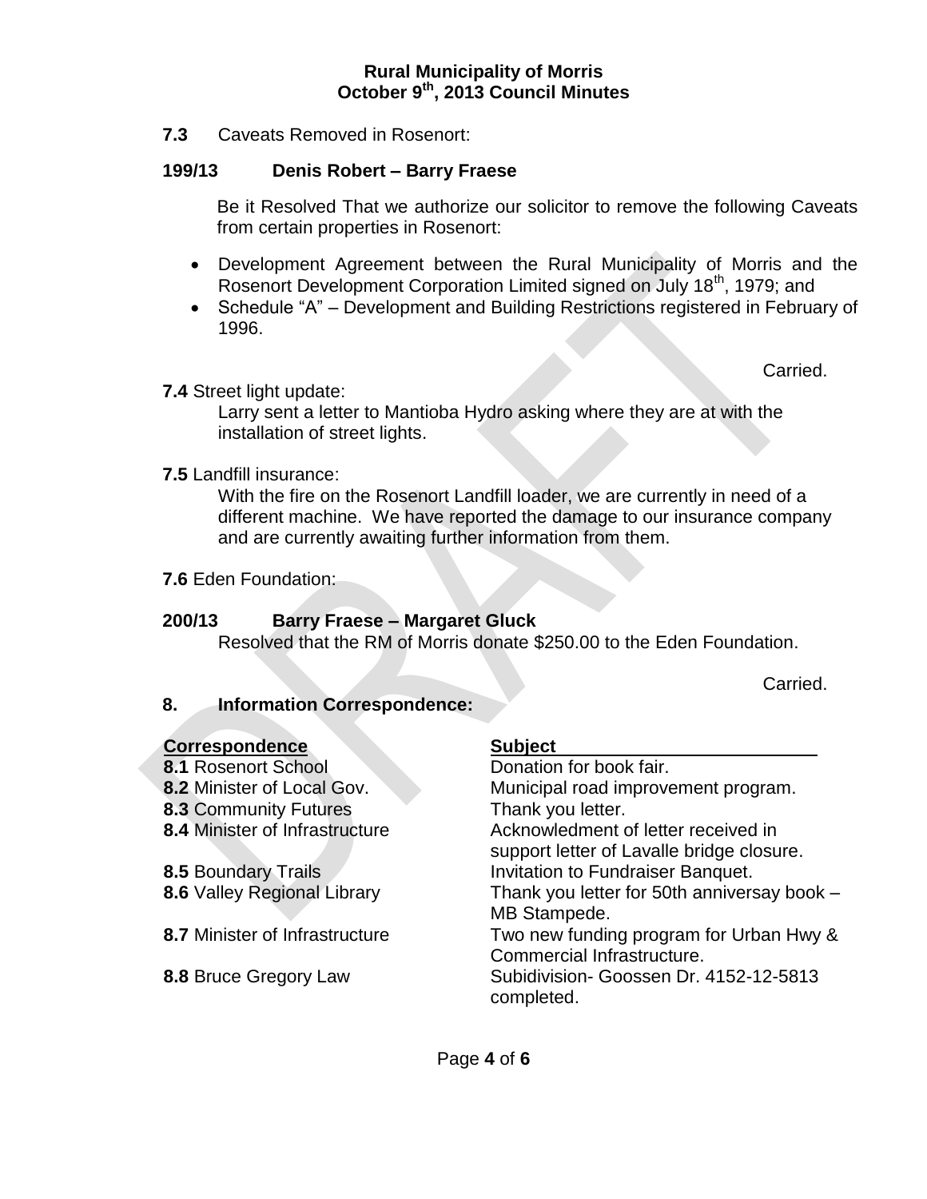**7.3** Caveats Removed in Rosenort:

**199/13 Denis Robert – Barry Fraese**

Be it Resolved That we authorize our solicitor to remove the following Caveats from certain properties in Rosenort:

- Development Agreement between the Rural Municipality of Morris and the Rosenort Development Corporation Limited signed on July 18th, 1979; and
- Schedule "A" – Development and Building Restrictions registered in February of 1996.

Carried.

**7.4** Street light update:

Larry sent a letter to Mantioba Hydro asking where they are at with the installation of street lights.

**7.5** Landfill insurance:

With the fire on the Rosenort Landfill loader, we are currently in need of a different machine. We have reported the damage to our insurance company and are currently awaiting further information from them.

**7.6** Eden Foundation:

**200/13 Barry Fraese – Margaret Gluck**

Resolved that the RM of Morris donate $250.00 to the Eden Foundation.

Carried.

## 8. Information Correspondence:

| Correspondence | Subject |
|---|---|
| **8.1** Rosenort School | Donation for book fair. |
| **8.2** Minister of Local Gov. | Municipal road improvement program. |
| **8.3** Community Futures | Thank you letter. |
| **8.4** Minister of Infrastructure | Acknowledment of letter received in support letter of Lavalle bridge closure. |
| **8.5** Boundary Trails | Invitation to Fundraiser Banquet. |
| **8.6** Valley Regional Library | Thank you letter for 50th anniversay book – MB Stampede. |
| **8.7** Minister of Infrastructure | Two new funding program for Urban Hwy & Commercial Infrastructure. |
| **8.8** Bruce Gregory Law | Subidivision- Goossen Dr. 4152-12-5813 completed. |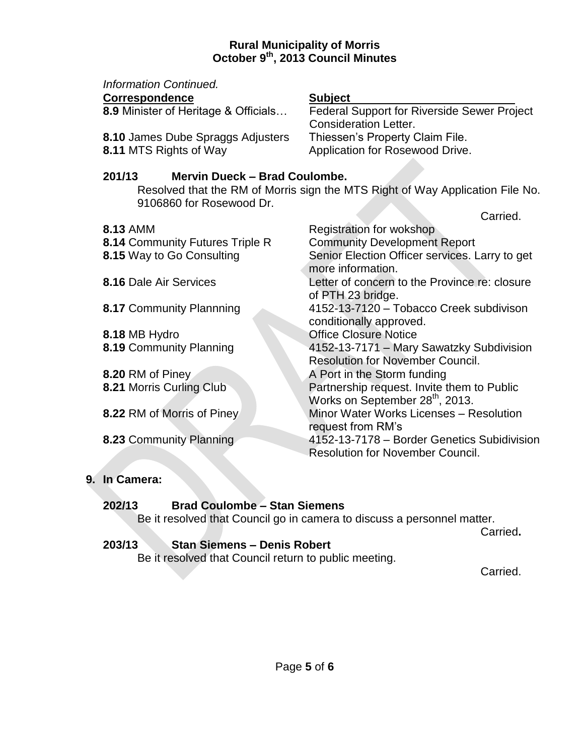# Rural Municipality of Morris
## October 9th, 2013 Council Minutes

*Information Continued.*

| **Correspondence** | **Subject** |
|---|---|
| **8.9** Minister of Heritage & Officials… | Federal Support for Riverside Sewer Project Consideration Letter. |
| **8.10** James Dube Spraggs Adjusters | Thiessen's Property Claim File. |
| **8.11** MTS Rights of Way | Application for Rosewood Drive. |

**201/13 Mervin Dueck – Brad Coulombe.**

Resolved that the RM of Morris sign the MTS Right of Way Application File No. 9106860 for Rosewood Dr.

Carried.

| | |
|---|---|
| **8.13** AMM | Registration for wokshop |
| **8.14** Community Futures Triple R | Community Development Report |
| **8.15** Way to Go Consulting | Senior Election Officer services. Larry to get more information. |
| **8.16** Dale Air Services | Letter of concern to the Province re: closure of PTH 23 bridge. |
| **8.17** Community Plannning | 4152-13-7120 – Tobacco Creek subdivison conditionally approved. |
| **8.18** MB Hydro | Office Closure Notice |
| **8.19** Community Planning | 4152-13-7171 – Mary Sawatzky Subdivision Resolution for November Council. |
| **8.20** RM of Piney | A Port in the Storm funding |
| **8.21** Morris Curling Club | Partnership request. Invite them to Public Works on September 28th, 2013. |
| **8.22** RM of Morris of Piney | Minor Water Works Licenses – Resolution request from RM's |
| **8.23** Community Planning | 4152-13-7178 – Border Genetics Subidivision Resolution for November Council. |

## 9. In Camera:

**202/13 Brad Coulombe – Stan Siemens**

Be it resolved that Council go in camera to discuss a personnel matter.

Carried**.**

**203/13 Stan Siemens – Denis Robert**

Be it resolved that Council return to public meeting.

Carried.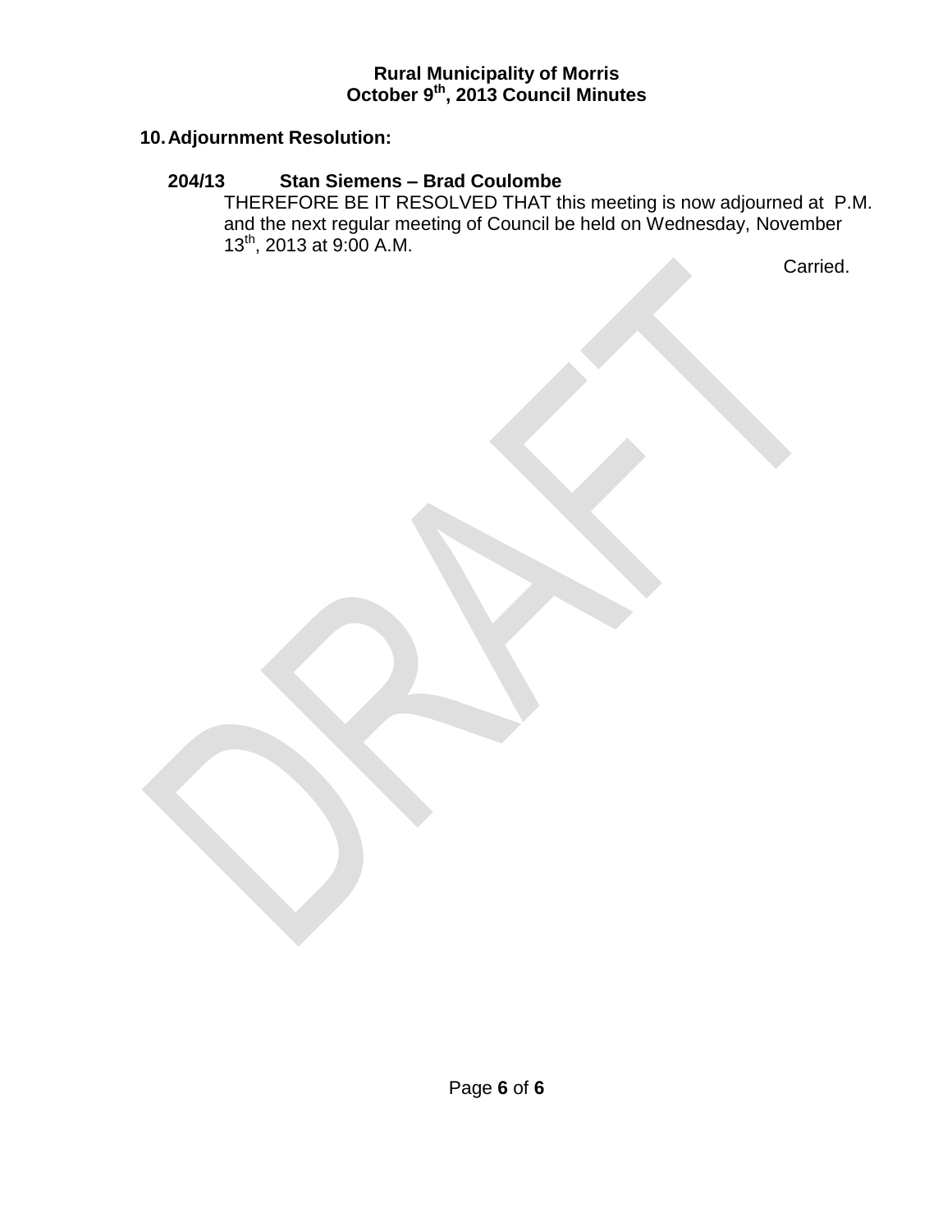## 10. Adjournment Resolution:

**204/13 Stan Siemens – Brad Coulombe**

THEREFORE BE IT RESOLVED THAT this meeting is now adjourned at P.M. and the next regular meeting of Council be held on Wednesday, November 13th, 2013 at 9:00 A.M.

Carried.

DRAFT